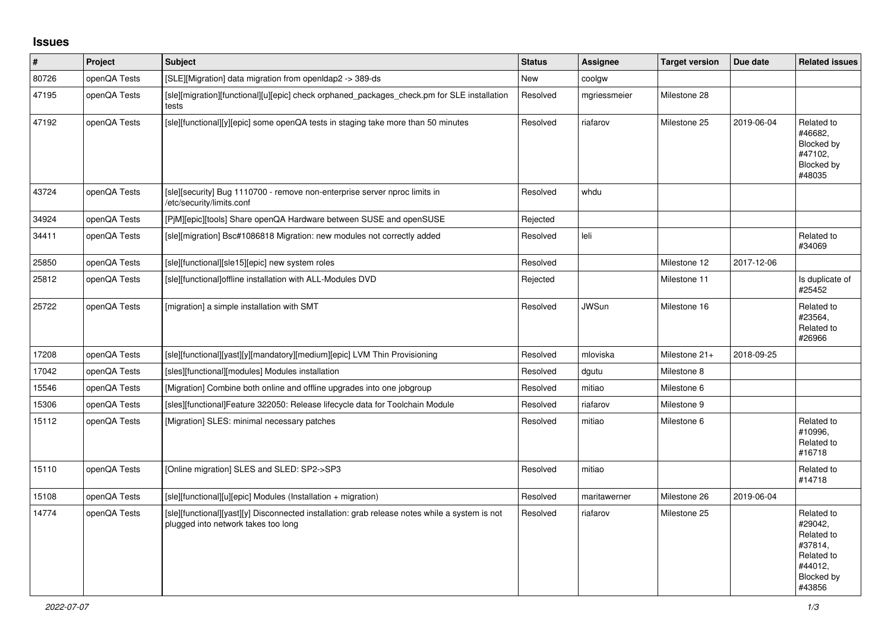## Issues

| # | Project | Subject | Status | Assignee | Target version | Due date | Related issues |
|---|---|---|---|---|---|---|---|
| 80726 | openQA Tests | [SLE][Migration] data migration from openldap2 -> 389-ds | New | coolgw | | | |
| 47195 | openQA Tests | [sle][migration][functional][u][epic] check orphaned_packages_check.pm for SLE installation tests | Resolved | mgriessmeier | Milestone 28 | | |
| 47192 | openQA Tests | [sle][functional][y][epic] some openQA tests in staging take more than 50 minutes | Resolved | riafarov | Milestone 25 | 2019-06-04 | Related to #46682, Blocked by #47102, Blocked by #48035 |
| 43724 | openQA Tests | [sle][security] Bug 1110700 - remove non-enterprise server nproc limits in /etc/security/limits.conf | Resolved | whdu | | | |
| 34924 | openQA Tests | [PjM][epic][tools] Share openQA Hardware between SUSE and openSUSE | Rejected | | | | |
| 34411 | openQA Tests | [sle][migration] Bsc#1086818 Migration: new modules not correctly added | Resolved | leli | | | Related to #34069 |
| 25850 | openQA Tests | [sle][functional][sle15][epic] new system roles | Resolved | | Milestone 12 | 2017-12-06 | |
| 25812 | openQA Tests | [sle][functional]offline installation with ALL-Modules DVD | Rejected | | Milestone 11 | | Is duplicate of #25452 |
| 25722 | openQA Tests | [migration] a simple installation with SMT | Resolved | JWSun | Milestone 16 | | Related to #23564, Related to #26966 |
| 17208 | openQA Tests | [sle][functional][yast][y][mandatory][medium][epic] LVM Thin Provisioning | Resolved | mloviska | Milestone 21+ | 2018-09-25 | |
| 17042 | openQA Tests | [sles][functional][modules] Modules installation | Resolved | dgutu | Milestone 8 | | |
| 15546 | openQA Tests | [Migration] Combine both online and offline upgrades into one jobgroup | Resolved | mitiao | Milestone 6 | | |
| 15306 | openQA Tests | [sles][functional]Feature 322050: Release lifecycle data for Toolchain Module | Resolved | riafarov | Milestone 9 | | |
| 15112 | openQA Tests | [Migration] SLES: minimal necessary patches | Resolved | mitiao | Milestone 6 | | Related to #10996, Related to #16718 |
| 15110 | openQA Tests | [Online migration] SLES and SLED: SP2->SP3 | Resolved | mitiao | | | Related to #14718 |
| 15108 | openQA Tests | [sle][functional][u][epic] Modules (Installation + migration) | Resolved | maritawerner | Milestone 26 | 2019-06-04 | |
| 14774 | openQA Tests | [sle][functional][yast][y] Disconnected installation: grab release notes while a system is not plugged into network takes too long | Resolved | riafarov | Milestone 25 | | Related to #29042, Related to #37814, Related to #44012, Blocked by #43856 |

*2022-07-07*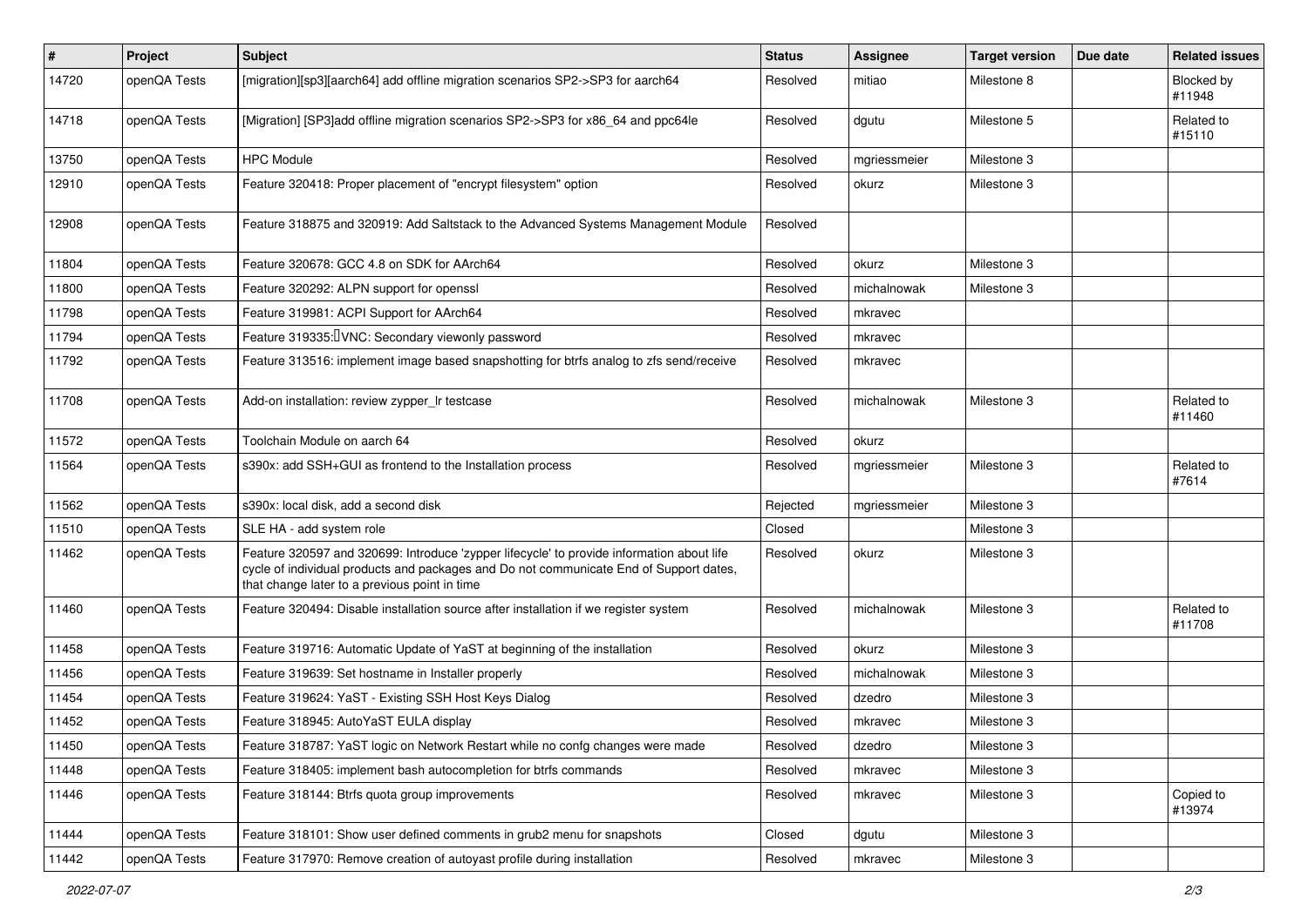| # | Project | Subject | Status | Assignee | Target version | Due date | Related issues |
|---|---|---|---|---|---|---|---|
| 14720 | openQA Tests | [migration][sp3][aarch64] add offline migration scenarios SP2->SP3 for aarch64 | Resolved | mitiao | Milestone 8 | | Blocked by #11948 |
| 14718 | openQA Tests | [Migration] [SP3]add offline migration scenarios SP2->SP3 for x86_64 and ppc64le | Resolved | dgutu | Milestone 5 | | Related to #15110 |
| 13750 | openQA Tests | HPC Module | Resolved | mgriessmeier | Milestone 3 | | |
| 12910 | openQA Tests | Feature 320418: Proper placement of "encrypt filesystem" option | Resolved | okurz | Milestone 3 | | |
| 12908 | openQA Tests | Feature 318875 and 320919: Add Saltstack to the Advanced Systems Management Module | Resolved | | | | |
| 11804 | openQA Tests | Feature 320678: GCC 4.8 on SDK for AArch64 | Resolved | okurz | Milestone 3 | | |
| 11800 | openQA Tests | Feature 320292: ALPN support for openssl | Resolved | michalnowak | Milestone 3 | | |
| 11798 | openQA Tests | Feature 319981: ACPI Support for AArch64 | Resolved | mkravec | | | |
| 11794 | openQA Tests | Feature 319335: VNC: Secondary viewonly password | Resolved | mkravec | | | |
| 11792 | openQA Tests | Feature 313516: implement image based snapshotting for btrfs analog to zfs send/receive | Resolved | mkravec | | | |
| 11708 | openQA Tests | Add-on installation: review zypper_lr testcase | Resolved | michalnowak | Milestone 3 | | Related to #11460 |
| 11572 | openQA Tests | Toolchain Module on aarch 64 | Resolved | okurz | | | |
| 11564 | openQA Tests | s390x: add SSH+GUI as frontend to the Installation process | Resolved | mgriessmeier | Milestone 3 | | Related to #7614 |
| 11562 | openQA Tests | s390x: local disk, add a second disk | Rejected | mgriessmeier | Milestone 3 | | |
| 11510 | openQA Tests | SLE HA - add system role | Closed | | Milestone 3 | | |
| 11462 | openQA Tests | Feature 320597 and 320699: Introduce 'zypper lifecycle' to provide information about life cycle of individual products and packages and Do not communicate End of Support dates, that change later to a previous point in time | Resolved | okurz | Milestone 3 | | |
| 11460 | openQA Tests | Feature 320494: Disable installation source after installation if we register system | Resolved | michalnowak | Milestone 3 | | Related to #11708 |
| 11458 | openQA Tests | Feature 319716: Automatic Update of YaST at beginning of the installation | Resolved | okurz | Milestone 3 | | |
| 11456 | openQA Tests | Feature 319639: Set hostname in Installer properly | Resolved | michalnowak | Milestone 3 | | |
| 11454 | openQA Tests | Feature 319624: YaST - Existing SSH Host Keys Dialog | Resolved | dzedro | Milestone 3 | | |
| 11452 | openQA Tests | Feature 318945: AutoYaST EULA display | Resolved | mkravec | Milestone 3 | | |
| 11450 | openQA Tests | Feature 318787: YaST logic on Network Restart while no confg changes were made | Resolved | dzedro | Milestone 3 | | |
| 11448 | openQA Tests | Feature 318405: implement bash autocompletion for btrfs commands | Resolved | mkravec | Milestone 3 | | |
| 11446 | openQA Tests | Feature 318144: Btrfs quota group improvements | Resolved | mkravec | Milestone 3 | | Copied to #13974 |
| 11444 | openQA Tests | Feature 318101: Show user defined comments in grub2 menu for snapshots | Closed | dgutu | Milestone 3 | | |
| 11442 | openQA Tests | Feature 317970: Remove creation of autoyast profile during installation | Resolved | mkravec | Milestone 3 | | |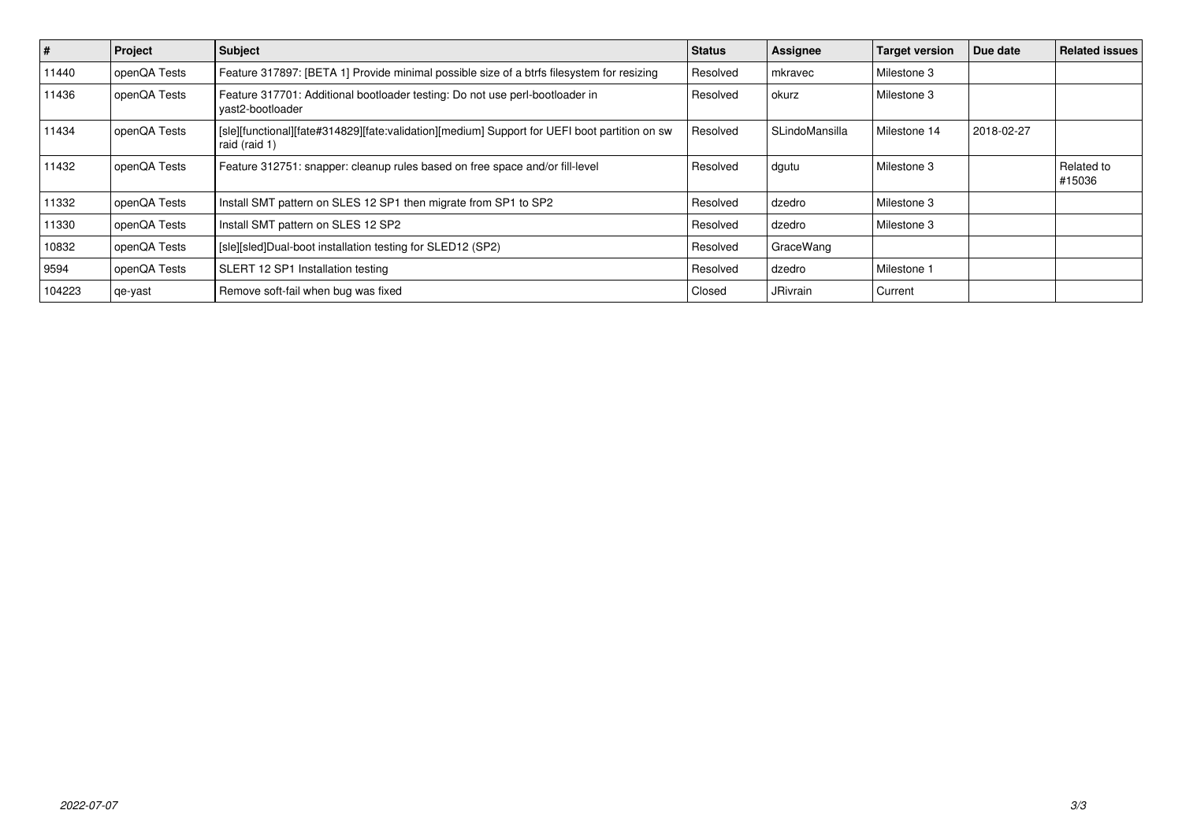| # | Project | Subject | Status | Assignee | Target version | Due date | Related issues |
|---|---|---|---|---|---|---|---|
| 11440 | openQA Tests | Feature 317897: [BETA 1] Provide minimal possible size of a btrfs filesystem for resizing | Resolved | mkravec | Milestone 3 | | |
| 11436 | openQA Tests | Feature 317701: Additional bootloader testing: Do not use perl-bootloader in yast2-bootloader | Resolved | okurz | Milestone 3 | | |
| 11434 | openQA Tests | [sle][functional][fate#314829][fate:validation][medium] Support for UEFI boot partition on sw raid (raid 1) | Resolved | SLindoMansilla | Milestone 14 | 2018-02-27 | |
| 11432 | openQA Tests | Feature 312751: snapper: cleanup rules based on free space and/or fill-level | Resolved | dgutu | Milestone 3 | | Related to #15036 |
| 11332 | openQA Tests | Install SMT pattern on SLES 12 SP1 then migrate from SP1 to SP2 | Resolved | dzedro | Milestone 3 | | |
| 11330 | openQA Tests | Install SMT pattern on SLES 12 SP2 | Resolved | dzedro | Milestone 3 | | |
| 10832 | openQA Tests | [sle][sled]Dual-boot installation testing for SLED12 (SP2) | Resolved | GraceWang | | | |
| 9594 | openQA Tests | SLERT 12 SP1 Installation testing | Resolved | dzedro | Milestone 1 | | |
| 104223 | qe-yast | Remove soft-fail when bug was fixed | Closed | JRivrain | Current | | |